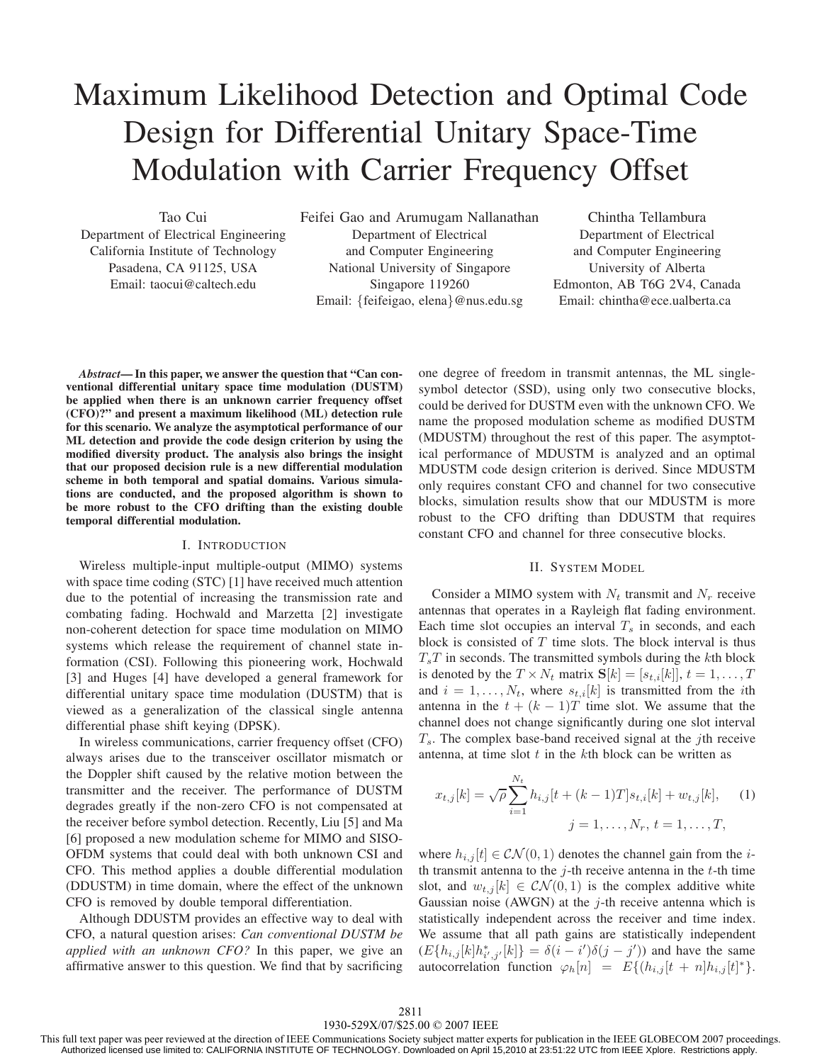# Maximum Likelihood Detection and Optimal Code Design for Differential Unitary Space-Time Modulation with Carrier Frequency Offset

Tao Cui
Department of Electrical Engineering
California Institute of Technology
Pasadena, CA 91125, USA
Email: taocui@caltech.edu

Feifei Gao and Arumugam Nallanathan
Department of Electrical and Computer Engineering
National University of Singapore
Singapore 119260
Email: {feifeigao, elena}@nus.edu.sg

Chintha Tellambura
Department of Electrical and Computer Engineering
University of Alberta
Edmonton, AB T6G 2V4, Canada
Email: chintha@ece.ualberta.ca

***Abstract*— In this paper, we answer the question that "Can conventional differential unitary space time modulation (DUSTM) be applied when there is an unknown carrier frequency offset (CFO)?" and present a maximum likelihood (ML) detection rule for this scenario. We analyze the asymptotical performance of our ML detection and provide the code design criterion by using the modified diversity product. The analysis also brings the insight that our proposed decision rule is a new differential modulation scheme in both temporal and spatial domains. Various simulations are conducted, and the proposed algorithm is shown to be more robust to the CFO drifting than the existing double temporal differential modulation.**

## I. Introduction

Wireless multiple-input multiple-output (MIMO) systems with space time coding (STC) [1] have received much attention due to the potential of increasing the transmission rate and combating fading. Hochwald and Marzetta [2] investigate non-coherent detection for space time modulation on MIMO systems which release the requirement of channel state information (CSI). Following this pioneering work, Hochwald [3] and Huges [4] have developed a general framework for differential unitary space time modulation (DUSTM) that is viewed as a generalization of the classical single antenna differential phase shift keying (DPSK).

In wireless communications, carrier frequency offset (CFO) always arises due to the transceiver oscillator mismatch or the Doppler shift caused by the relative motion between the transmitter and the receiver. The performance of DUSTM degrades greatly if the non-zero CFO is not compensated at the receiver before symbol detection. Recently, Liu [5] and Ma [6] proposed a new modulation scheme for MIMO and SISO-OFDM systems that could deal with both unknown CSI and CFO. This method applies a double differential modulation (DDUSTM) in time domain, where the effect of the unknown CFO is removed by double temporal differentiation.

Although DDUSTM provides an effective way to deal with CFO, a natural question arises: *Can conventional DUSTM be applied with an unknown CFO?* In this paper, we give an affirmative answer to this question. We find that by sacrificing one degree of freedom in transmit antennas, the ML single-symbol detector (SSD), using only two consecutive blocks, could be derived for DUSTM even with the unknown CFO. We name the proposed modulation scheme as modified DUSTM (MDUSTM) throughout the rest of this paper. The asymptotical performance of MDUSTM is analyzed and an optimal MDUSTM code design criterion is derived. Since MDUSTM only requires constant CFO and channel for two consecutive blocks, simulation results show that our MDUSTM is more robust to the CFO drifting than DDUSTM that requires constant CFO and channel for three consecutive blocks.

## II. System Model

Consider a MIMO system with $N_t$ transmit and $N_r$ receive antennas that operates in a Rayleigh flat fading environment. Each time slot occupies an interval $T_s$ in seconds, and each block is consisted of $T$ time slots. The block interval is thus $T_sT$ in seconds. The transmitted symbols during the $k$th block is denoted by the $T \times N_t$ matrix $\mathbf{S}[k] = [s_{t,i}[k]]$, $t = 1, \ldots, T$ and $i = 1, \ldots, N_t$, where $s_{t,i}[k]$ is transmitted from the $i$th antenna in the $t + (k-1)T$ time slot. We assume that the channel does not change significantly during one slot interval $T_s$. The complex base-band received signal at the $j$th receive antenna, at time slot $t$ in the $k$th block can be written as

$$x_{t,j}[k] = \sqrt{\rho}\sum_{i=1}^{N_t} h_{i,j}[t + (k-1)T]s_{t,i}[k] + w_{t,j}[k], \qquad (1)$$
$$j = 1, \ldots, N_r, \; t = 1, \ldots, T,$$

where $h_{i,j}[t] \in \mathcal{CN}(0,1)$ denotes the channel gain from the $i$-th transmit antenna to the $j$-th receive antenna in the $t$-th time slot, and $w_{t,j}[k] \in \mathcal{CN}(0,1)$ is the complex additive white Gaussian noise (AWGN) at the $j$-th receive antenna which is statistically independent across the receiver and time index. We assume that all path gains are statistically independent ($E\{h_{i,j}[k]h^*_{i',j'}[k]\} = \delta(i-i')\delta(j-j')$) and have the same autocorrelation function $\varphi_h[n] = E\{(h_{i,j}[t+n]h_{i,j}[t]^*\}$.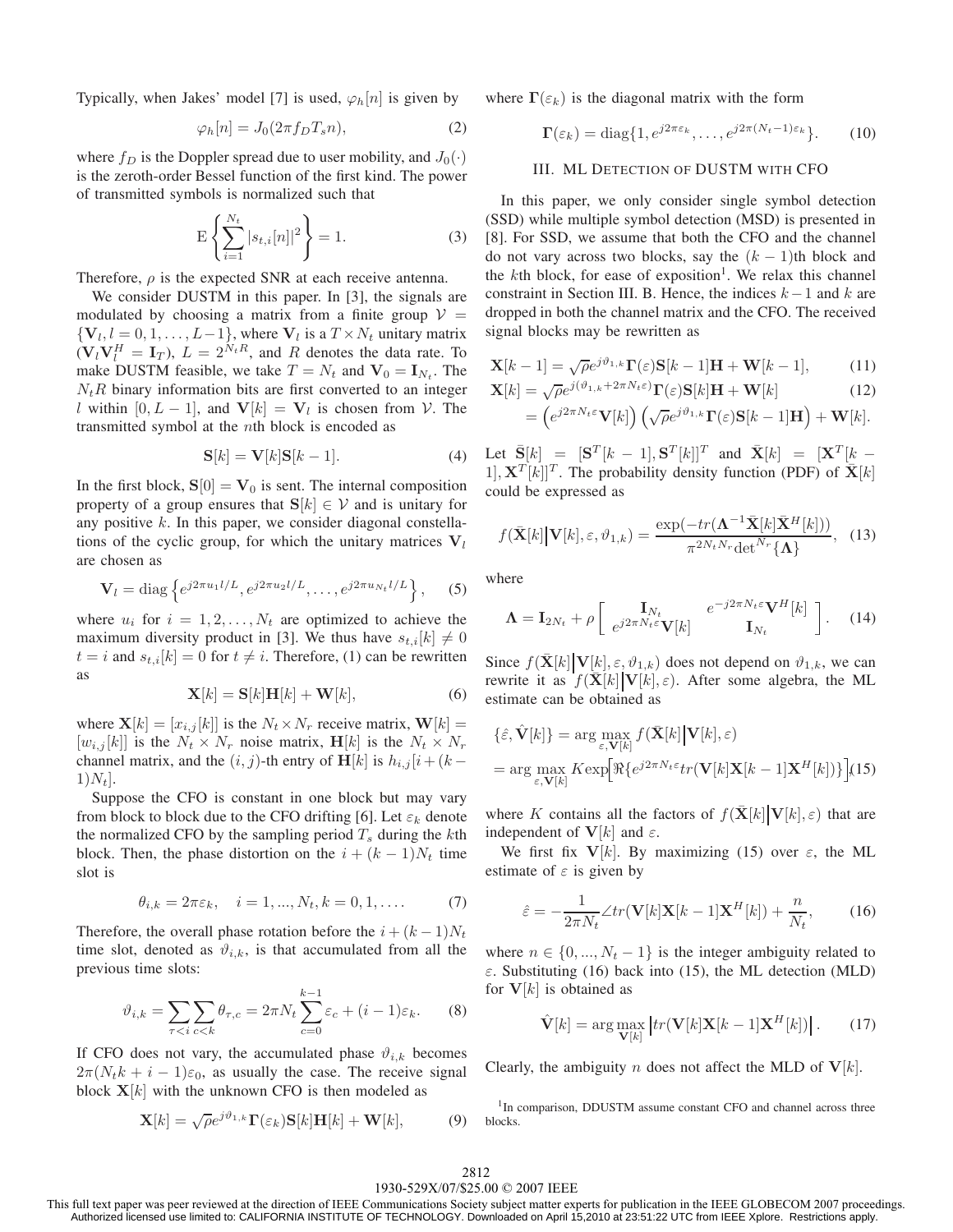Typically, when Jakes' model [7] is used, $\varphi_h[n]$ is given by

$$\varphi_h[n] = J_0(2\pi f_D T_s n), \tag{2}$$

where $f_D$ is the Doppler spread due to user mobility, and $J_0(\cdot)$ is the zeroth-order Bessel function of the first kind. The power of transmitted symbols is normalized such that

$$\mathrm{E}\left\{\sum_{i=1}^{N_t} |s_{t,i}[n]|^2\right\} = 1. \tag{3}$$

Therefore, $\rho$ is the expected SNR at each receive antenna.

We consider DUSTM in this paper. In [3], the signals are modulated by choosing a matrix from a finite group $\mathcal{V} = \{\mathbf{V}_l, l = 0, 1, \ldots, L-1\}$, where $\mathbf{V}_l$ is a $T \times N_t$ unitary matrix ($\mathbf{V}_l \mathbf{V}_l^H = \mathbf{I}_T$), $L = 2^{N_t R}$, and $R$ denotes the data rate. To make DUSTM feasible, we take $T = N_t$ and $\mathbf{V}_0 = \mathbf{I}_{N_t}$. The $N_t R$ binary information bits are first converted to an integer $l$ within $[0, L-1]$, and $\mathbf{V}[k] = \mathbf{V}_l$ is chosen from $\mathcal{V}$. The transmitted symbol at the $n$th block is encoded as

$$\mathbf{S}[k] = \mathbf{V}[k]\mathbf{S}[k-1]. \tag{4}$$

In the first block, $\mathbf{S}[0] = \mathbf{V}_0$ is sent. The internal composition property of a group ensures that $\mathbf{S}[k] \in \mathcal{V}$ and is unitary for any positive $k$. In this paper, we consider diagonal constellations of the cyclic group, for which the unitary matrices $\mathbf{V}_l$ are chosen as

$$\mathbf{V}_l = \mathrm{diag}\left\{e^{j2\pi u_1 l/L}, e^{j2\pi u_2 l/L}, \ldots, e^{j2\pi u_{N_t} l/L}\right\}, \tag{5}$$

where $u_i$ for $i = 1, 2, \ldots, N_t$ are optimized to achieve the maximum diversity product in [3]. We thus have $s_{t,i}[k] \neq 0$ $t = i$ and $s_{t,i}[k] = 0$ for $t \neq i$. Therefore, (1) can be rewritten as

$$\mathbf{X}[k] = \mathbf{S}[k]\mathbf{H}[k] + \mathbf{W}[k], \tag{6}$$

where $\mathbf{X}[k] = [x_{i,j}[k]]$ is the $N_t \times N_r$ receive matrix, $\mathbf{W}[k] = [w_{i,j}[k]]$ is the $N_t \times N_r$ noise matrix, $\mathbf{H}[k]$ is the $N_t \times N_r$ channel matrix, and the $(i,j)$-th entry of $\mathbf{H}[k]$ is $h_{i,j}[i + (k-1)N_t]$.

Suppose the CFO is constant in one block but may vary from block to block due to the CFO drifting [6]. Let $\varepsilon_k$ denote the normalized CFO by the sampling period $T_s$ during the $k$th block. Then, the phase distortion on the $i + (k-1)N_t$ time slot is

$$\theta_{i,k} = 2\pi\varepsilon_k, \quad i = 1, ..., N_t, k = 0, 1, \ldots. \tag{7}$$

Therefore, the overall phase rotation before the $i + (k-1)N_t$ time slot, denoted as $\vartheta_{i,k}$, is that accumulated from all the previous time slots:

$$\vartheta_{i,k} = \sum_{\tau<i}\sum_{c<k} \theta_{\tau,c} = 2\pi N_t \sum_{c=0}^{k-1} \varepsilon_c + (i-1)\varepsilon_k. \tag{8}$$

If CFO does not vary, the accumulated phase $\vartheta_{i,k}$ becomes $2\pi(N_t k + i - 1)\varepsilon_0$, as usually the case. The receive signal block $\mathbf{X}[k]$ with the unknown CFO is then modeled as

$$\mathbf{X}[k] = \sqrt{\rho} e^{j\vartheta_{1,k}} \mathbf{\Gamma}(\varepsilon_k)\mathbf{S}[k]\mathbf{H}[k] + \mathbf{W}[k], \tag{9}$$

where $\mathbf{\Gamma}(\varepsilon_k)$ is the diagonal matrix with the form

$$\mathbf{\Gamma}(\varepsilon_k) = \mathrm{diag}\{1, e^{j2\pi\varepsilon_k}, \ldots, e^{j2\pi(N_t-1)\varepsilon_k}\}. \tag{10}$$

## III. ML Detection of DUSTM with CFO

In this paper, we only consider single symbol detection (SSD) while multiple symbol detection (MSD) is presented in [8]. For SSD, we assume that both the CFO and the channel do not vary across two blocks, say the $(k-1)$th block and the $k$th block, for ease of exposition[1]. We relax this channel constraint in Section III. B. Hence, the indices $k-1$ and $k$ are dropped in both the channel matrix and the CFO. The received signal blocks may be rewritten as

$$\mathbf{X}[k-1] = \sqrt{\rho} e^{j\vartheta_{1,k}} \mathbf{\Gamma}(\varepsilon)\mathbf{S}[k-1]\mathbf{H} + \mathbf{W}[k-1], \tag{11}$$

$$\begin{aligned}\mathbf{X}[k] &= \sqrt{\rho} e^{j(\vartheta_{1,k} + 2\pi N_t \varepsilon)} \mathbf{\Gamma}(\varepsilon)\mathbf{S}[k]\mathbf{H} + \mathbf{W}[k] \\ &= \left(e^{j2\pi N_t\varepsilon}\mathbf{V}[k]\right)\left(\sqrt{\rho} e^{j\vartheta_{1,k}} \mathbf{\Gamma}(\varepsilon)\mathbf{S}[k-1]\mathbf{H}\right) + \mathbf{W}[k].\end{aligned} \tag{12}$$

Let $\bar{\mathbf{S}}[k] = [\mathbf{S}^T[k-1], \mathbf{S}^T[k]]^T$ and $\bar{\mathbf{X}}[k] = [\mathbf{X}^T[k-1], \mathbf{X}^T[k]]^T$. The probability density function (PDF) of $\bar{\mathbf{X}}[k]$ could be expressed as

$$f(\bar{\mathbf{X}}[k] \big| \mathbf{V}[k], \varepsilon, \vartheta_{1,k}) = \frac{\exp(-tr(\mathbf{\Lambda}^{-1}\bar{\mathbf{X}}[k]\bar{\mathbf{X}}^H[k]))}{\pi^{2N_t N_r} \det^{N_r}\{\mathbf{\Lambda}\}}, \tag{13}$$

where

$$\mathbf{\Lambda} = \mathbf{I}_{2N_t} + \rho \begin{bmatrix} \mathbf{I}_{N_t} & e^{-j2\pi N_t \varepsilon}\mathbf{V}^H[k] \\ e^{j2\pi N_t \varepsilon}\mathbf{V}[k] & \mathbf{I}_{N_t} \end{bmatrix}. \tag{14}$$

Since $f(\bar{\mathbf{X}}[k] \big| \mathbf{V}[k], \varepsilon, \vartheta_{1,k})$ does not depend on $\vartheta_{1,k}$, we can rewrite it as $f(\bar{\mathbf{X}}[k] \big| \mathbf{V}[k], \varepsilon)$. After some algebra, the ML estimate can be obtained as

$$\begin{aligned}\{\hat{\varepsilon}, \hat{\mathbf{V}}[k]\} &= \arg\max_{\varepsilon, \mathbf{V}[k]} f(\bar{\mathbf{X}}[k] \big| \mathbf{V}[k], \varepsilon) \\ &= \arg\max_{\varepsilon, \mathbf{V}[k]} K \exp\Big[\Re\{e^{j2\pi N_t \varepsilon} tr(\mathbf{V}[k]\mathbf{X}[k-1]\mathbf{X}^H[k])\}\Big]\end{aligned} \tag{15}$$

where $K$ contains all the factors of $f(\bar{\mathbf{X}}[k] \big| \mathbf{V}[k], \varepsilon)$ that are independent of $\mathbf{V}[k]$ and $\varepsilon$.

We first fix $\mathbf{V}[k]$. By maximizing (15) over $\varepsilon$, the ML estimate of $\varepsilon$ is given by

$$\hat{\varepsilon} = -\frac{1}{2\pi N_t} \angle tr(\mathbf{V}[k]\mathbf{X}[k-1]\mathbf{X}^H[k]) + \frac{n}{N_t}, \tag{16}$$

where $n \in \{0, ..., N_t - 1\}$ is the integer ambiguity related to $\varepsilon$. Substituting (16) back into (15), the ML detection (MLD) for $\mathbf{V}[k]$ is obtained as

$$\hat{\mathbf{V}}[k] = \arg\max_{\mathbf{V}[k]} \left| tr(\mathbf{V}[k]\mathbf{X}[k-1]\mathbf{X}^H[k]) \right|. \tag{17}$$

Clearly, the ambiguity $n$ does not affect the MLD of $\mathbf{V}[k]$.

[1] In comparison, DDUSTM assume constant CFO and channel across three blocks.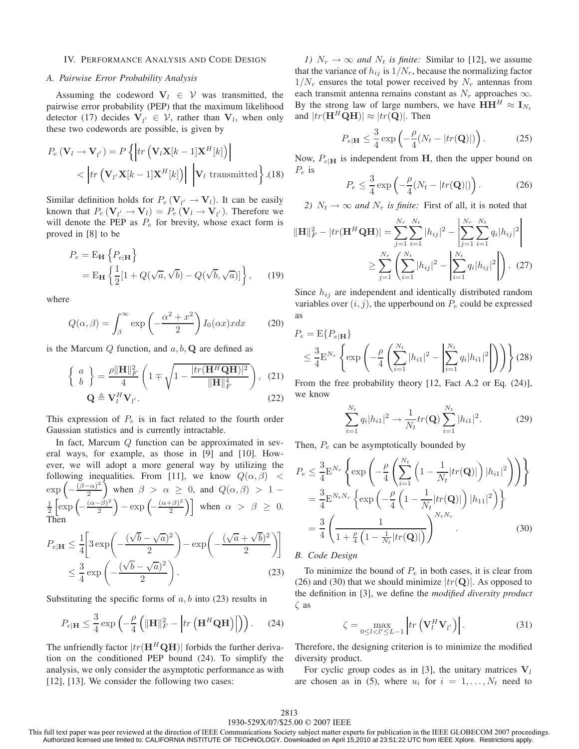## IV. Performance Analysis and Code Design

### A. Pairwise Error Probability Analysis

Assuming the codeword $\mathbf{V}_l \in \mathcal{V}$ was transmitted, the pairwise error probability (PEP) that the maximum likelihood detector (17) decides $\mathbf{V}_{l'} \in \mathcal{V}$, rather than $\mathbf{V}_l$, when only these two codewords are possible, is given by

$$P_e(\mathbf{V}_l \to \mathbf{V}_{l'}) = P\left\{ \left| tr\left(\mathbf{V}_l \mathbf{X}[k-1]\mathbf{X}^H[k]\right)\right| < \left| tr\left(\mathbf{V}_{l'} \mathbf{X}[k-1]\mathbf{X}^H[k]\right)\right| \,\middle|\, \mathbf{V}_l \text{ transmitted} \right\}. \quad (18)$$

Similar definition holds for $P_e(\mathbf{V}_{l'} \to \mathbf{V}_l)$. It can be easily known that $P_e(\mathbf{V}_{l'} \to \mathbf{V}_l) = P_e(\mathbf{V}_l \to \mathbf{V}_{l'})$. Therefore we will denote the PEP as $P_e$ for brevity, whose exact form is proved in [8] to be

$$\begin{aligned} P_e &= \mathrm{E}_{\mathbf{H}}\left\{P_{e|\mathbf{H}}\right\} \\ &= \mathrm{E}_{\mathbf{H}}\left\{\frac{1}{2}[1 + Q(\sqrt{a}, \sqrt{b}) - Q(\sqrt{b}, \sqrt{a})]\right\}, \end{aligned} \quad (19)$$

where

$$Q(\alpha, \beta) = \int_\beta^\infty \exp\left(-\frac{\alpha^2 + x^2}{2}\right) I_0(\alpha x) x dx \quad (20)$$

is the Marcum $Q$ function, and $a, b, \mathbf{Q}$ are defined as

$$\left\{ \begin{array}{c} a \\ b \end{array} \right\} = \frac{\rho \|\mathbf{H}\|_F^2}{4}\left(1 \mp \sqrt{1 - \frac{|tr(\mathbf{H}^H\mathbf{Q}\mathbf{H})|^2}{\|\mathbf{H}\|_F^4}}\right), \quad (21)$$

$$\mathbf{Q} \triangleq \mathbf{V}_l^H \mathbf{V}_{l'}. \quad (22)$$

This expression of $P_e$ is in fact related to the fourth order Gaussian statistics and is currently intractable.

In fact, Marcum $Q$ function can be approximated in several ways, for example, as those in [9] and [10]. However, we will adopt a more general way by utilizing the following inequalities. From [11], we know $Q(\alpha, \beta) < \exp\left(-\frac{(\beta-\alpha)^2}{2}\right)$ when $\beta > \alpha \geq 0$, and $Q(\alpha, \beta) > 1 - \frac{1}{2}\left[\exp\left(-\frac{(\alpha-\beta)^2}{2}\right) - \exp\left(-\frac{(\alpha+\beta)^2}{2}\right)\right]$ when $\alpha > \beta \geq 0$. Then

$$\begin{aligned} P_{e|\mathbf{H}} &\leq \frac{1}{4}\left[3\exp\left(-\frac{(\sqrt{b}-\sqrt{a})^2}{2}\right) - \exp\left(-\frac{(\sqrt{a}+\sqrt{b})^2}{2}\right)\right] \\ &\leq \frac{3}{4}\exp\left(-\frac{(\sqrt{b}-\sqrt{a})^2}{2}\right). \end{aligned} \quad (23)$$

Substituting the specific forms of $a, b$ into (23) results in

$$P_{e|\mathbf{H}} \leq \frac{3}{4}\exp\left(-\frac{\rho}{4}\left(\|\mathbf{H}\|_F^2 - \left|tr\left(\mathbf{H}^H\mathbf{Q}\mathbf{H}\right)\right|\right)\right). \quad (24)$$

The unfriendly factor $|tr(\mathbf{H}^H\mathbf{Q}\mathbf{H})|$ forbids the further derivation on the conditioned PEP bound (24). To simplify the analysis, we only consider the asymptotic performance as with [12], [13]. We consider the following two cases:

*1) $N_r \to \infty$ and $N_t$ is finite:* Similar to [12], we assume that the variance of $h_{ij}$ is $1/N_r$, because the normalizing factor $1/N_r$ ensures the total power received by $N_r$ antennas from each transmit antenna remains constant as $N_r$ approaches $\infty$. By the strong law of large numbers, we have $\mathbf{H}\mathbf{H}^H \approx \mathbf{I}_{N_t}$ and $|tr(\mathbf{H}^H\mathbf{Q}\mathbf{H})| \approx |tr(\mathbf{Q})|$. Then

$$P_{e|\mathbf{H}} \leq \frac{3}{4}\exp\left(-\frac{\rho}{4}(N_t - |tr(\mathbf{Q})|)\right). \quad (25)$$

Now, $P_{e|\mathbf{H}}$ is independent from $\mathbf{H}$, then the upper bound on $P_e$ is

$$P_e \leq \frac{3}{4}\exp\left(-\frac{\rho}{4}(N_t - |tr(\mathbf{Q})|)\right). \quad (26)$$

*2) $N_t \to \infty$ and $N_r$ is finite:* First of all, it is noted that

$$\begin{aligned} \|\mathbf{H}\|_F^2 - |tr(\mathbf{H}^H\mathbf{Q}\mathbf{H})| &= \sum_{j=1}^{N_r}\sum_{i=1}^{N_t}|h_{ij}|^2 - \left|\sum_{j=1}^{N_r}\sum_{i=1}^{N_t} q_i |h_{ij}|^2\right| \\ &\geq \sum_{j=1}^{N_r}\left(\sum_{i=1}^{N_t}|h_{ij}|^2 - \left|\sum_{i=1}^{N_t} q_i|h_{ij}|^2\right|\right). \end{aligned} \quad (27)$$

Since $h_{ij}$ are independent and identically distributed random variables over $(i, j)$, the upperbound on $P_e$ could be expressed as

$$\begin{aligned} P_e &= \mathrm{E}\{P_{e|\mathbf{H}}\} \\ &\leq \frac{3}{4}\mathrm{E}^{N_r}\left\{\exp\left(-\frac{\rho}{4}\left(\sum_{i=1}^{N_t}|h_{i1}|^2 - \left|\sum_{i=1}^{N_t} q_i |h_{i1}|^2\right|\right)\right)\right\} \end{aligned} \quad (28)$$

From the free probability theory [12, Fact A.2 or Eq. (24)], we know

$$\sum_{i=1}^{N_t} q_i |h_{i1}|^2 \to \frac{1}{N_t} tr(\mathbf{Q}) \sum_{i=1}^{N_t} |h_{i1}|^2. \quad (29)$$

Then, $P_e$ can be asymptotically bounded by

$$\begin{aligned} P_e &\leq \frac{3}{4}\mathrm{E}^{N_r}\left\{\exp\left(-\frac{\rho}{4}\left(\sum_{i=1}^{N_t}\left(1 - \frac{1}{N_t}|tr(\mathbf{Q})|\right)|h_{i1}|^2\right)\right)\right\} \\ &= \frac{3}{4}\mathrm{E}^{N_t N_r}\left\{\exp\left(-\frac{\rho}{4}\left(1 - \frac{1}{N_t}|tr(\mathbf{Q})|\right)|h_{11}|^2\right)\right\} \\ &= \frac{3}{4}\left(\frac{1}{1 + \frac{\rho}{4}\left(1 - \frac{1}{N_t}|tr(\mathbf{Q})|\right)}\right)^{N_t N_r}. \end{aligned} \quad (30)$$

### B. Code Design

To minimize the bound of $P_e$ in both cases, it is clear from (26) and (30) that we should minimize $|tr(\mathbf{Q})|$. As opposed to the definition in [3], we define the *modified diversity product* $\zeta$ as

$$\zeta = \max_{0 \leq l < l' \leq L-1}\left|tr\left(\mathbf{V}_l^H \mathbf{V}_{l'}\right)\right|. \quad (31)$$

Therefore, the designing criterion is to minimize the modified diversity product.

For cyclic group codes as in [3], the unitary matrices $\mathbf{V}_l$ are chosen as in (5), where $u_i$ for $i = 1, \ldots, N_t$ need to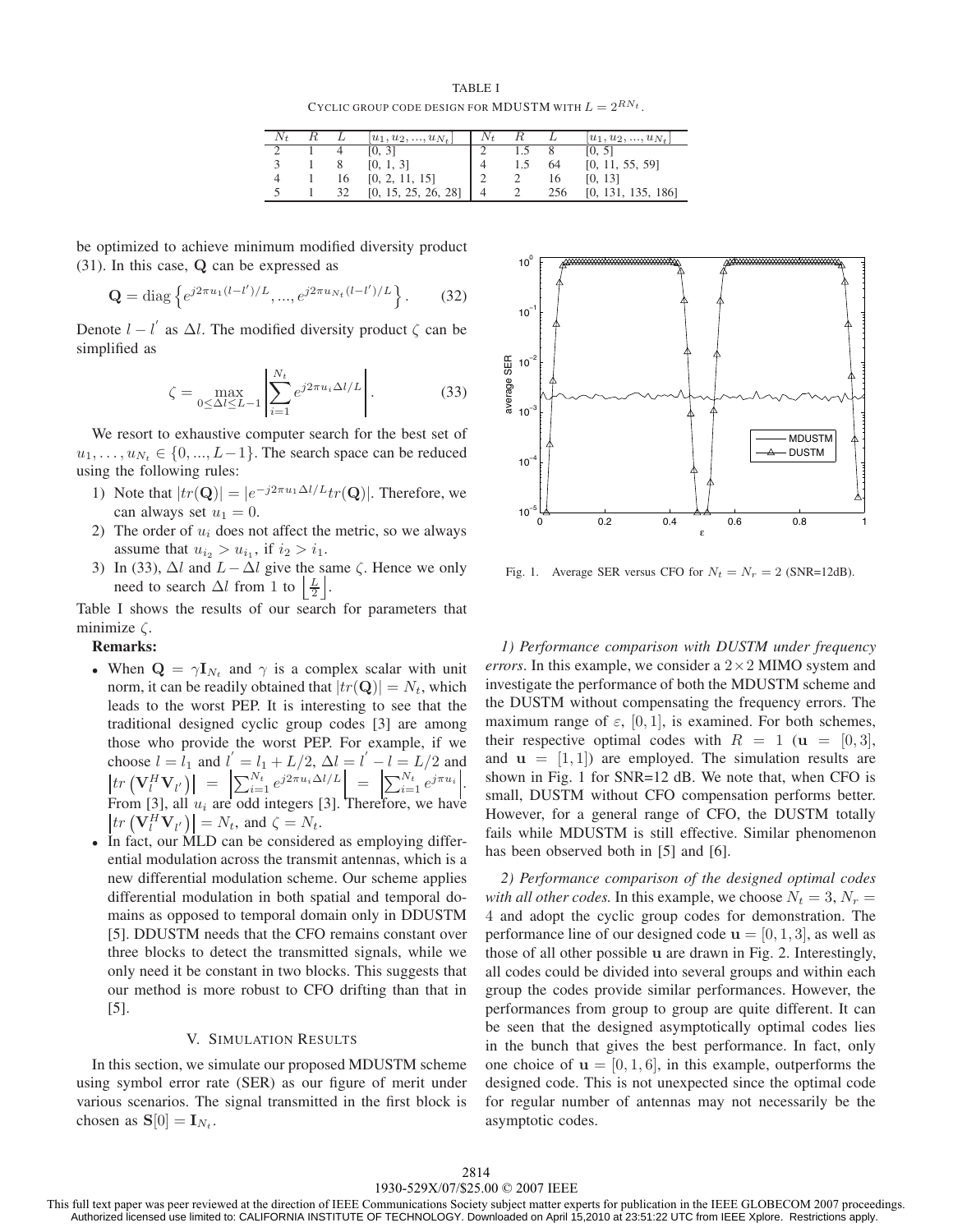TABLE I
CYCLIC GROUP CODE DESIGN FOR MDUSTM WITH $L = 2^{RN_t}$.

| $N_t$ | $R$ | $L$ | $[u_1, u_2, ..., u_{N_t}]$ | $N_t$ | $R$ | $L$ | $[u_1, u_2, ..., u_{N_t}]$ |
|---|---|---|---|---|---|---|---|
| 2 | 1 | 4 | [0, 3] | 2 | 1.5 | 8 | [0, 5] |
| 3 | 1 | 8 | [0, 1, 3] | 4 | 1.5 | 64 | [0, 11, 55, 59] |
| 4 | 1 | 16 | [0, 2, 11, 15] | 2 | 2 | 16 | [0, 13] |
| 5 | 1 | 32 | [0, 15, 25, 26, 28] | 4 | 2 | 256 | [0, 131, 135, 186] |

be optimized to achieve minimum modified diversity product (31). In this case, $\mathbf{Q}$ can be expressed as

$$\mathbf{Q} = \mathrm{diag}\left\{e^{j2\pi u_1(l-l')/L}, ..., e^{j2\pi u_{N_t}(l-l')/L}\right\}. \tag{32}$$

Denote $l - l'$ as $\Delta l$. The modified diversity product $\zeta$ can be simplified as

$$\zeta = \max_{0 \leq \Delta l \leq L-1} \left| \sum_{i=1}^{N_t} e^{j2\pi u_i \Delta l/L} \right|. \tag{33}$$

We resort to exhaustive computer search for the best set of $u_1, \ldots, u_{N_t} \in \{0, ..., L-1\}$. The search space can be reduced using the following rules:

1) Note that $|tr(\mathbf{Q})| = |e^{-j2\pi u_1 \Delta l/L} tr(\mathbf{Q})|$. Therefore, we can always set $u_1 = 0$.
2) The order of $u_i$ does not affect the metric, so we always assume that $u_{i_2} > u_{i_1}$, if $i_2 > i_1$.
3) In (33), $\Delta l$ and $L - \Delta l$ give the same $\zeta$. Hence we only need to search $\Delta l$ from 1 to $\left\lfloor \frac{L}{2} \right\rfloor$.

Table I shows the results of our search for parameters that minimize $\zeta$.

**Remarks:**

- When $\mathbf{Q} = \gamma \mathbf{I}_{N_t}$ and $\gamma$ is a complex scalar with unit norm, it can be readily obtained that $|tr(\mathbf{Q})| = N_t$, which leads to the worst PEP. It is interesting to see that the traditional designed cyclic group codes [3] are among those who provide the worst PEP. For example, if we choose $l = l_1$ and $l' = l_1 + L/2$, $\Delta l = l' - l = L/2$ and $\left|tr\left(\mathbf{V}_l^H \mathbf{V}_{l'}\right)\right| = \left|\sum_{i=1}^{N_t} e^{j2\pi u_i \Delta l/L}\right| = \left|\sum_{i=1}^{N_t} e^{j\pi u_i}\right|$. From [3], all $u_i$ are odd integers [3]. Therefore, we have $\left|tr\left(\mathbf{V}_l^H \mathbf{V}_{l'}\right)\right| = N_t$, and $\zeta = N_t$.
- In fact, our MLD can be considered as employing differential modulation across the transmit antennas, which is a new differential modulation scheme. Our scheme applies differential modulation in both spatial and temporal domains as opposed to temporal domain only in DDUSTM [5]. DDUSTM needs that the CFO remains constant over three blocks to detect the transmitted signals, while we only need it be constant in two blocks. This suggests that our method is more robust to CFO drifting than that in [5].

## V. SIMULATION RESULTS

In this section, we simulate our proposed MDUSTM scheme using symbol error rate (SER) as our figure of merit under various scenarios. The signal transmitted in the first block is chosen as $\mathbf{S}[0] = \mathbf{I}_{N_t}$.

Fig. 1. Average SER versus CFO for $N_t = N_r = 2$ (SNR=12dB).

*1) Performance comparison with DUSTM under frequency errors*. In this example, we consider a $2 \times 2$ MIMO system and investigate the performance of both the MDUSTM scheme and the DUSTM without compensating the frequency errors. The maximum range of $\varepsilon$, $[0, 1]$, is examined. For both schemes, their respective optimal codes with $R = 1$ ($\mathbf{u} = [0, 3]$, and $\mathbf{u} = [1, 1]$) are employed. The simulation results are shown in Fig. 1 for SNR=12 dB. We note that, when CFO is small, DUSTM without CFO compensation performs better. However, for a general range of CFO, the DUSTM totally fails while MDUSTM is still effective. Similar phenomenon has been observed both in [5] and [6].

*2) Performance comparison of the designed optimal codes with all other codes.* In this example, we choose $N_t = 3$, $N_r = 4$ and adopt the cyclic group codes for demonstration. The performance line of our designed code $\mathbf{u} = [0, 1, 3]$, as well as those of all other possible $\mathbf{u}$ are drawn in Fig. 2. Interestingly, all codes could be divided into several groups and within each group the codes provide similar performances. However, the performances from group to group are quite different. It can be seen that the designed asymptotically optimal codes lies in the bunch that gives the best performance. In fact, only one choice of $\mathbf{u} = [0, 1, 6]$, in this example, outperforms the designed code. This is not unexpected since the optimal code for regular number of antennas may not necessarily be the asymptotic codes.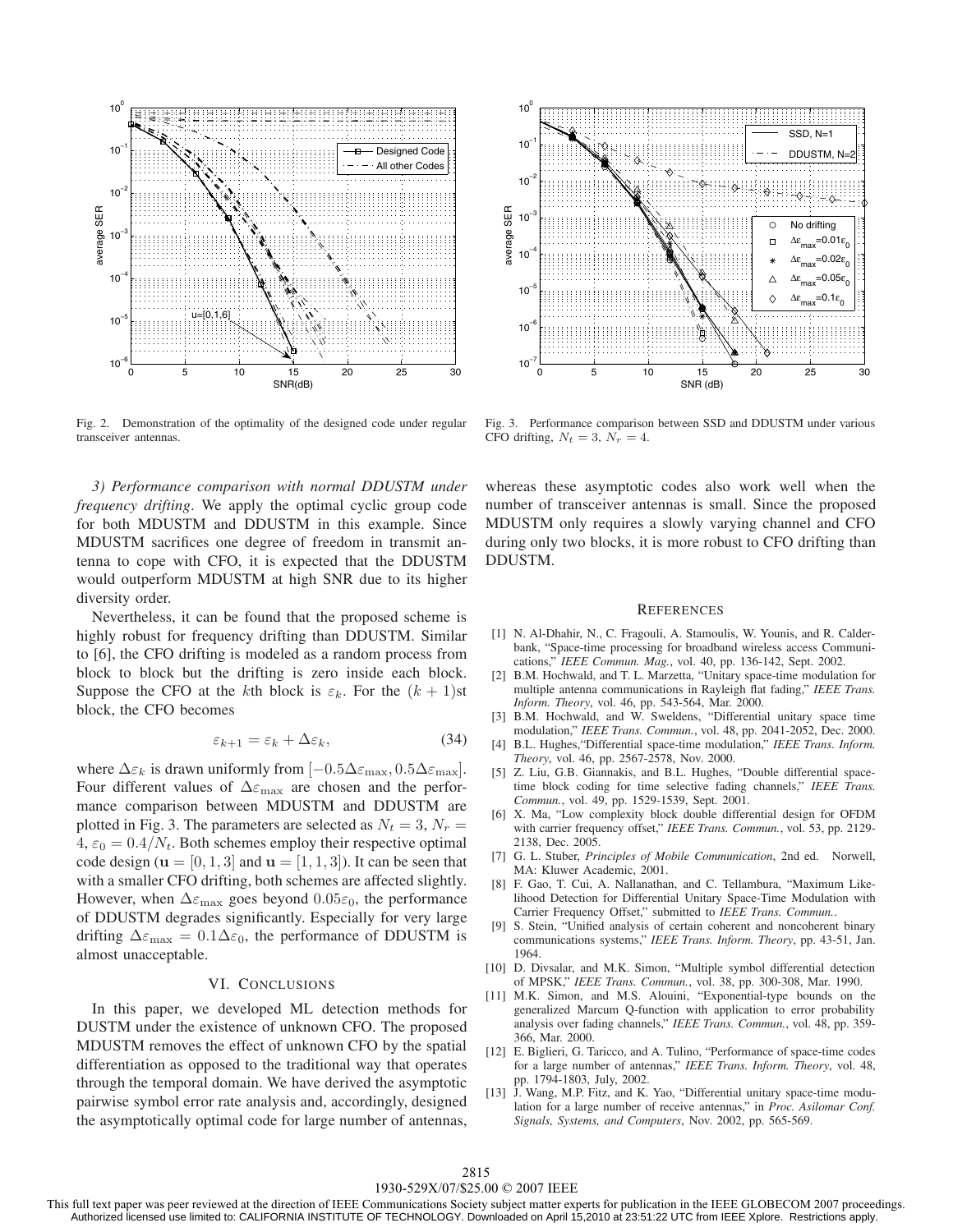10^0

10^-1

10^-2

10^-3

10^-4

10^-5

10^-6

average SER

0 5 10 15 20 25 30

SNR(dB)

Designed Code

All other Codes

u=[0,1,6]

Fig. 2. Demonstration of the optimality of the designed code under regular transceiver antennas.

10^0

10^-1

10^-2

10^-3

10^-4

10^-5

10^-6

10^-7

average SER

0 5 10 15 20 25 30

SNR (dB)

SSD, N=1

DDUSTM, N=2

No drifting

$\Delta\varepsilon_{max}$=0.01$\varepsilon_0$

$\Delta\varepsilon_{max}$=0.02$\varepsilon_0$

$\Delta\varepsilon_{max}$=0.05$\varepsilon_0$

$\Delta\varepsilon_{max}$=0.1$\varepsilon_0$

Fig. 3. Performance comparison between SSD and DDUSTM under various CFO drifting, $N_t = 3$, $N_r = 4$.

*3) Performance comparison with normal DDUSTM under frequency drifting*. We apply the optimal cyclic group code for both MDUSTM and DDUSTM in this example. Since MDUSTM sacrifices one degree of freedom in transmit antenna to cope with CFO, it is expected that the DDUSTM would outperform MDUSTM at high SNR due to its higher diversity order.

Nevertheless, it can be found that the proposed scheme is highly robust for frequency drifting than DDUSTM. Similar to [6], the CFO drifting is modeled as a random process from block to block but the drifting is zero inside each block. Suppose the CFO at the $k$th block is $\varepsilon_k$. For the $(k+1)$st block, the CFO becomes

$$\varepsilon_{k+1} = \varepsilon_k + \Delta\varepsilon_k, \tag{34}$$

where $\Delta\varepsilon_k$ is drawn uniformly from $[-0.5\Delta\varepsilon_{\max}, 0.5\Delta\varepsilon_{\max}]$. Four different values of $\Delta\varepsilon_{\max}$ are chosen and the performance comparison between MDUSTM and DDUSTM are plotted in Fig. 3. The parameters are selected as $N_t = 3$, $N_r = 4$, $\varepsilon_0 = 0.4/N_t$. Both schemes employ their respective optimal code design ($\mathbf{u} = [0, 1, 3]$ and $\mathbf{u} = [1, 1, 3]$). It can be seen that with a smaller CFO drifting, both schemes are affected slightly. However, when $\Delta\varepsilon_{\max}$ goes beyond $0.05\varepsilon_0$, the performance of DDUSTM degrades significantly. Especially for very large drifting $\Delta\varepsilon_{\max} = 0.1\Delta\varepsilon_0$, the performance of DDUSTM is almost unacceptable.

## VI. Conclusions

In this paper, we developed ML detection methods for DUSTM under the existence of unknown CFO. The proposed MDUSTM removes the effect of unknown CFO by the spatial differentiation as opposed to the traditional way that operates through the temporal domain. We have derived the asymptotic pairwise symbol error rate analysis and, accordingly, designed the asymptotically optimal code for large number of antennas, whereas these asymptotic codes also work well when the number of transceiver antennas is small. Since the proposed MDUSTM only requires a slowly varying channel and CFO during only two blocks, it is more robust to CFO drifting than DDUSTM.

## References

[1] N. Al-Dhahir, N., C. Fragouli, A. Stamoulis, W. Younis, and R. Calderbank, "Space-time processing for broadband wireless access Communications," *IEEE Commun. Mag.*, vol. 40, pp. 136-142, Sept. 2002.

[2] B.M. Hochwald, and T. L. Marzetta, "Unitary space-time modulation for multiple antenna communications in Rayleigh flat fading," *IEEE Trans. Inform. Theory*, vol. 46, pp. 543-564, Mar. 2000.

[3] B.M. Hochwald, and W. Sweldens, "Differential unitary space time modulation," *IEEE Trans. Commun.*, vol. 48, pp. 2041-2052, Dec. 2000.

[4] B.L. Hughes,"Differential space-time modulation," *IEEE Trans. Inform. Theory*, vol. 46, pp. 2567-2578, Nov. 2000.

[5] Z. Liu, G.B. Giannakis, and B.L. Hughes, "Double differential space-time block coding for time selective fading channels," *IEEE Trans. Commun.*, vol. 49, pp. 1529-1539, Sept. 2001.

[6] X. Ma, "Low complexity block double differential design for OFDM with carrier frequency offset," *IEEE Trans. Commun.*, vol. 53, pp. 2129-2138, Dec. 2005.

[7] G. L. Stuber, *Principles of Mobile Communication*, 2nd ed. Norwell, MA: Kluwer Academic, 2001.

[8] F. Gao, T. Cui, A. Nallanathan, and C. Tellambura, "Maximum Likelihood Detection for Differential Unitary Space-Time Modulation with Carrier Frequency Offset," submitted to *IEEE Trans. Commun.*.

[9] S. Stein, "Unified analysis of certain coherent and noncoherent binary communications systems," *IEEE Trans. Inform. Theory*, pp. 43-51, Jan. 1964.

[10] D. Divsalar, and M.K. Simon, "Multiple symbol differential detection of MPSK," *IEEE Trans. Commun.*, vol. 38, pp. 300-308, Mar. 1990.

[11] M.K. Simon, and M.S. Alouini, "Exponential-type bounds on the generalized Marcum Q-function with application to error probability analysis over fading channels," *IEEE Trans. Commun.*, vol. 48, pp. 359-366, Mar. 2000.

[12] E. Biglieri, G. Taricco, and A. Tulino, "Performance of space-time codes for a large number of antennas," *IEEE Trans. Inform. Theory*, vol. 48, pp. 1794-1803, July, 2002.

[13] J. Wang, M.P. Fitz, and K. Yao, "Differential unitary space-time modulation for a large number of receive antennas," in *Proc. Asilomar Conf. Signals, Systems, and Computers*, Nov. 2002, pp. 565-569.